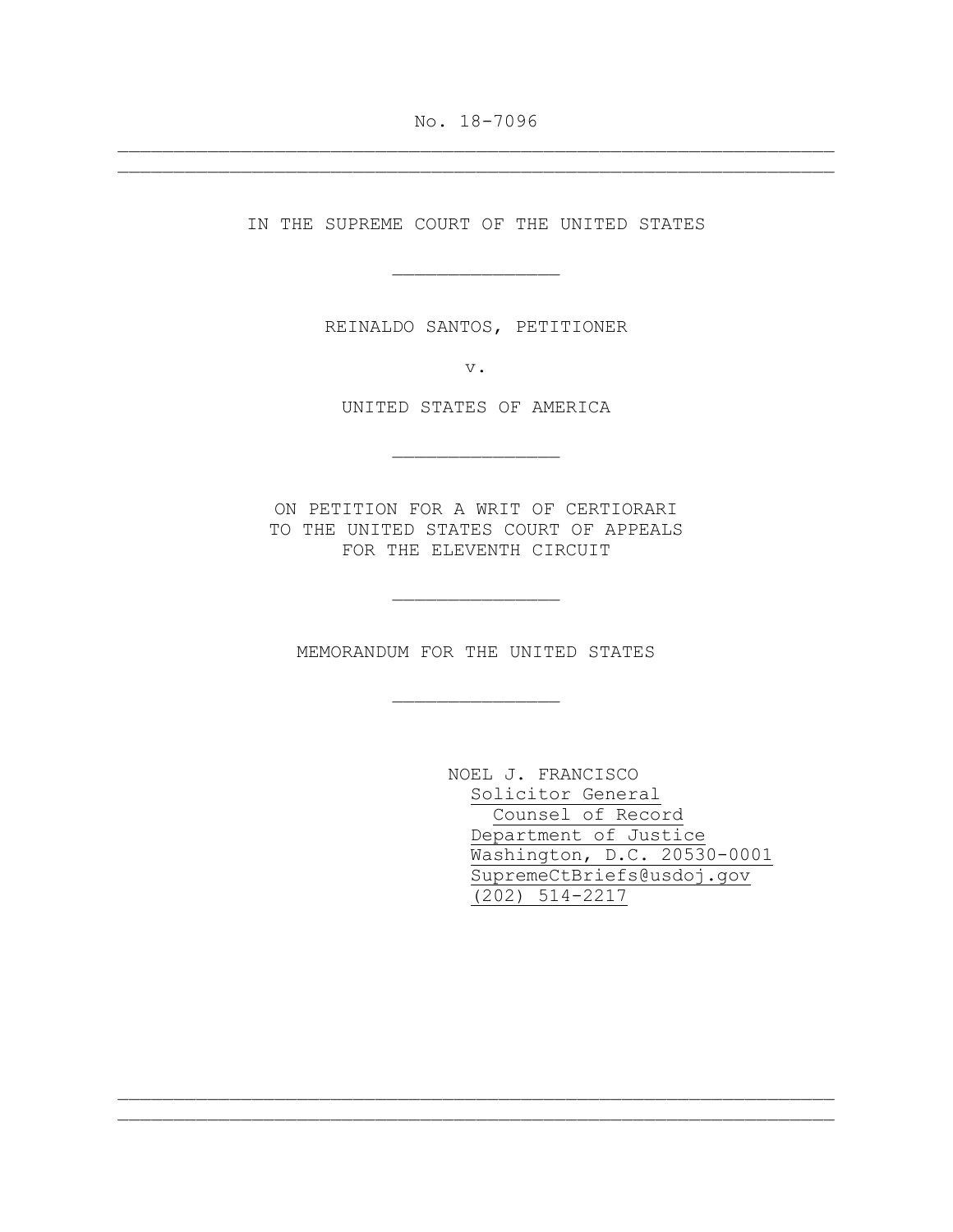No. 18-7096

---

IN THE SUPREME COURT OF THE UNITED STATES

---

REINALDO SANTOS, PETITIONER

v.

UNITED STATES OF AMERICA

---

ON PETITION FOR A WRIT OF CERTIORARI
TO THE UNITED STATES COURT OF APPEALS
FOR THE ELEVENTH CIRCUIT

---

MEMORANDUM FOR THE UNITED STATES

---

NOEL J. FRANCISCO
Solicitor General
Counsel of Record
Department of Justice
Washington, D.C. 20530-0001
SupremeCtBriefs@usdoj.gov
(202) 514-2217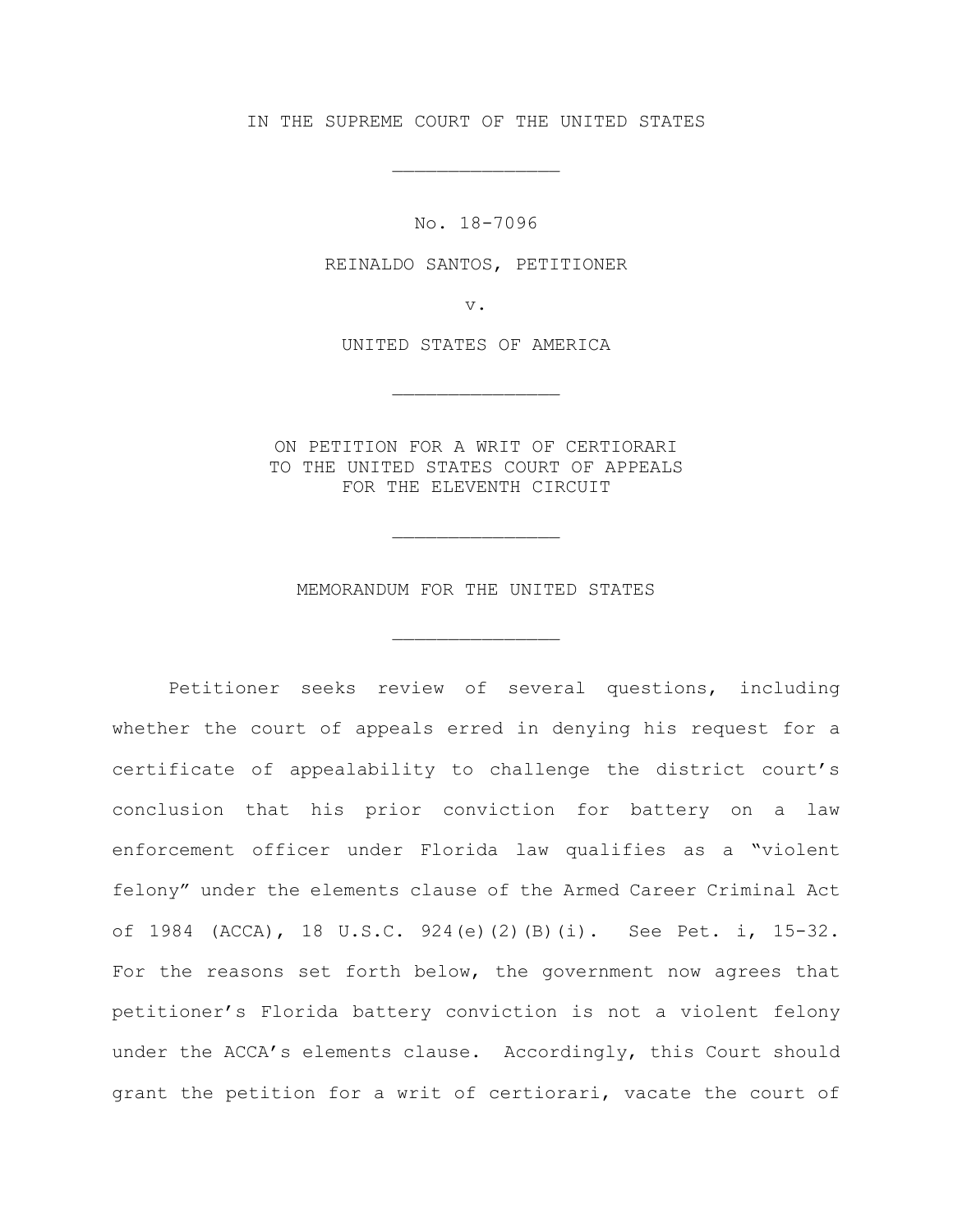IN THE SUPREME COURT OF THE UNITED STATES

---

No. 18-7096

REINALDO SANTOS, PETITIONER

v.

UNITED STATES OF AMERICA

---

ON PETITION FOR A WRIT OF CERTIORARI
TO THE UNITED STATES COURT OF APPEALS
FOR THE ELEVENTH CIRCUIT

---

MEMORANDUM FOR THE UNITED STATES

---

Petitioner seeks review of several questions, including whether the court of appeals erred in denying his request for a certificate of appealability to challenge the district court's conclusion that his prior conviction for battery on a law enforcement officer under Florida law qualifies as a "violent felony" under the elements clause of the Armed Career Criminal Act of 1984 (ACCA), 18 U.S.C. 924(e)(2)(B)(i). See Pet. i, 15-32. For the reasons set forth below, the government now agrees that petitioner's Florida battery conviction is not a violent felony under the ACCA's elements clause. Accordingly, this Court should grant the petition for a writ of certiorari, vacate the court of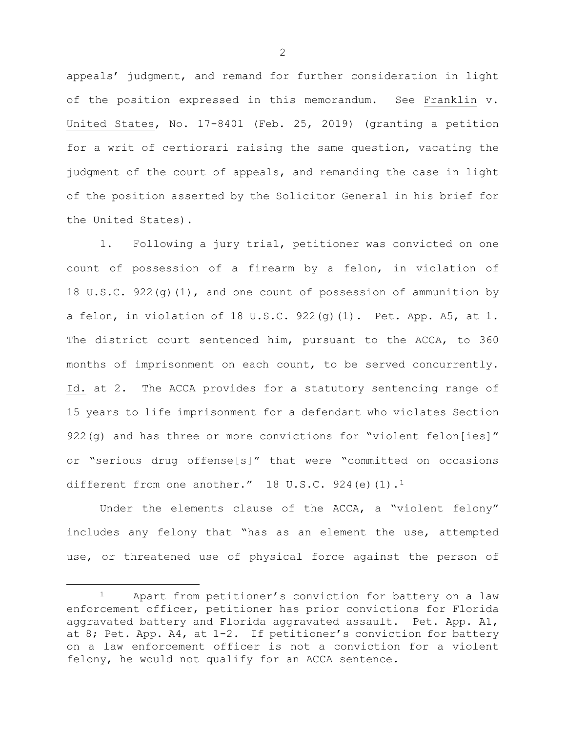appeals' judgment, and remand for further consideration in light of the position expressed in this memorandum. See Franklin v. United States, No. 17-8401 (Feb. 25, 2019) (granting a petition for a writ of certiorari raising the same question, vacating the judgment of the court of appeals, and remanding the case in light of the position asserted by the Solicitor General in his brief for the United States).

1. Following a jury trial, petitioner was convicted on one count of possession of a firearm by a felon, in violation of 18 U.S.C. 922(g)(1), and one count of possession of ammunition by a felon, in violation of 18 U.S.C. 922(g)(1). Pet. App. A5, at 1. The district court sentenced him, pursuant to the ACCA, to 360 months of imprisonment on each count, to be served concurrently. Id. at 2. The ACCA provides for a statutory sentencing range of 15 years to life imprisonment for a defendant who violates Section 922(g) and has three or more convictions for "violent felon[ies]" or "serious drug offense[s]" that were "committed on occasions different from one another." 18 U.S.C. 924(e)(1).[1]

Under the elements clause of the ACCA, a "violent felony" includes any felony that "has as an element the use, attempted use, or threatened use of physical force against the person of

---

[1] Apart from petitioner's conviction for battery on a law enforcement officer, petitioner has prior convictions for Florida aggravated battery and Florida aggravated assault. Pet. App. A1, at 8; Pet. App. A4, at 1-2. If petitioner's conviction for battery on a law enforcement officer is not a conviction for a violent felony, he would not qualify for an ACCA sentence.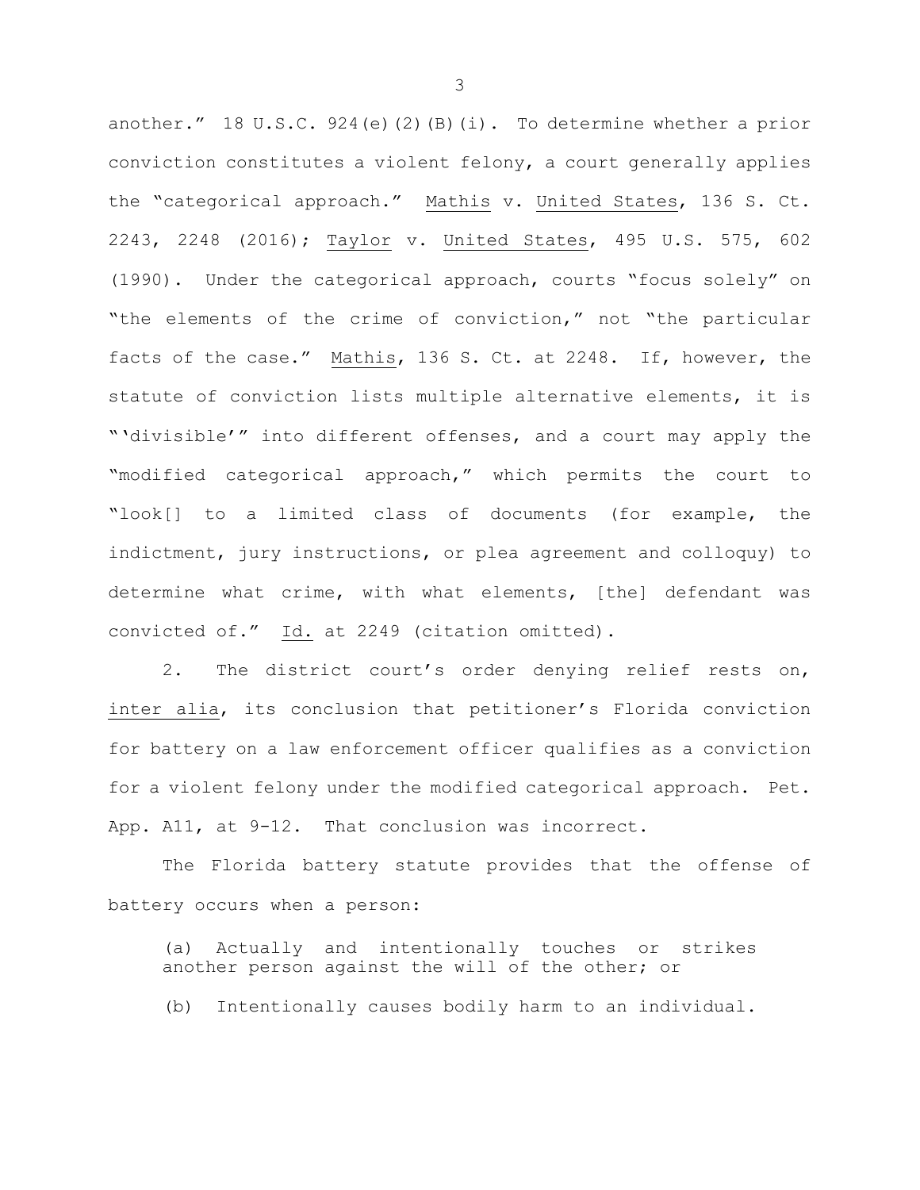another." 18 U.S.C. 924(e)(2)(B)(i). To determine whether a prior conviction constitutes a violent felony, a court generally applies the "categorical approach." Mathis v. United States, 136 S. Ct. 2243, 2248 (2016); Taylor v. United States, 495 U.S. 575, 602 (1990). Under the categorical approach, courts "focus solely" on "the elements of the crime of conviction," not "the particular facts of the case." Mathis, 136 S. Ct. at 2248. If, however, the statute of conviction lists multiple alternative elements, it is "'divisible'" into different offenses, and a court may apply the "modified categorical approach," which permits the court to "look[] to a limited class of documents (for example, the indictment, jury instructions, or plea agreement and colloquy) to determine what crime, with what elements, [the] defendant was convicted of." Id. at 2249 (citation omitted).

2. The district court's order denying relief rests on, inter alia, its conclusion that petitioner's Florida conviction for battery on a law enforcement officer qualifies as a conviction for a violent felony under the modified categorical approach. Pet. App. A11, at 9-12. That conclusion was incorrect.

The Florida battery statute provides that the offense of battery occurs when a person:

> (a) Actually and intentionally touches or strikes another person against the will of the other; or
>
> (b) Intentionally causes bodily harm to an individual.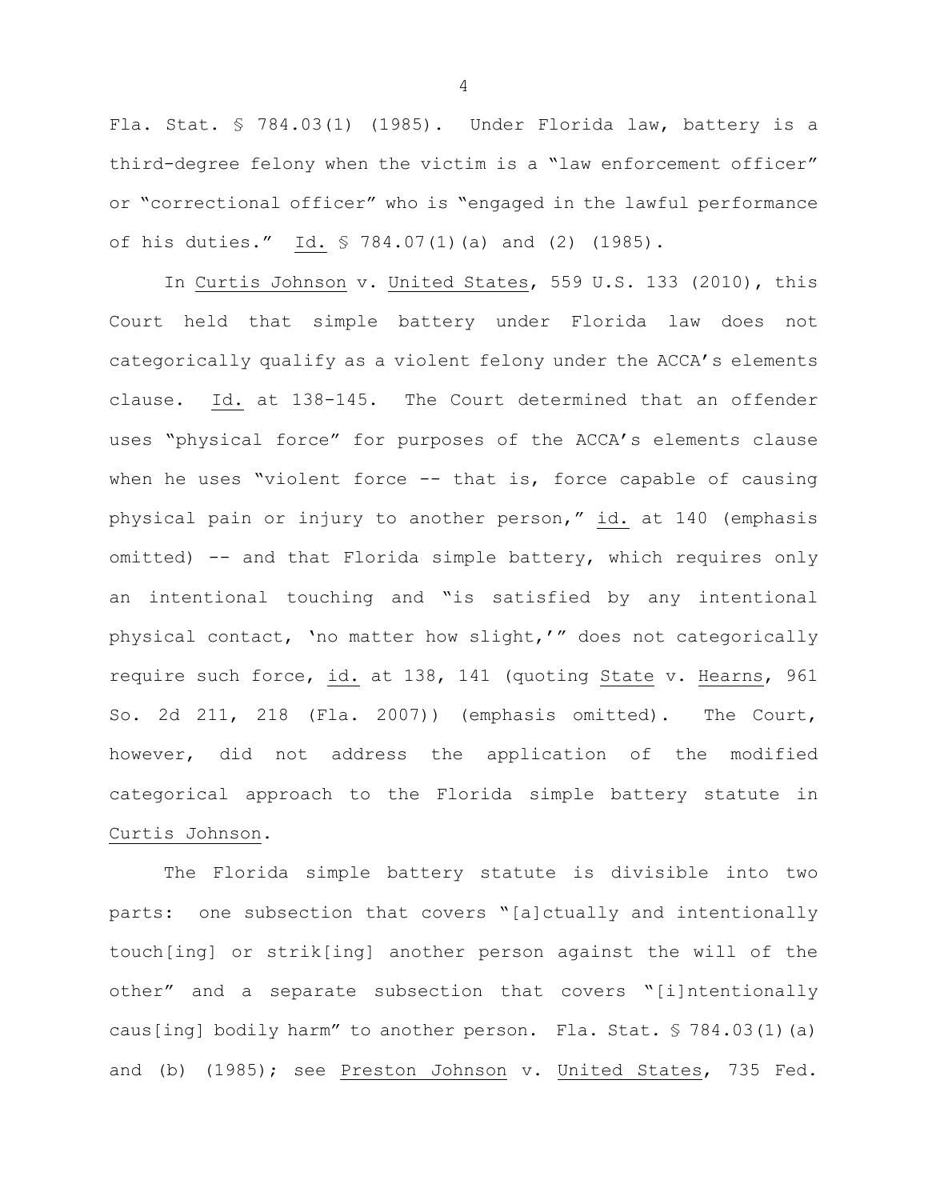Fla. Stat. § 784.03(1) (1985). Under Florida law, battery is a third-degree felony when the victim is a "law enforcement officer" or "correctional officer" who is "engaged in the lawful performance of his duties." Id. § 784.07(1)(a) and (2) (1985).

In Curtis Johnson v. United States, 559 U.S. 133 (2010), this Court held that simple battery under Florida law does not categorically qualify as a violent felony under the ACCA's elements clause. Id. at 138-145. The Court determined that an offender uses "physical force" for purposes of the ACCA's elements clause when he uses "violent force -- that is, force capable of causing physical pain or injury to another person," id. at 140 (emphasis omitted) -- and that Florida simple battery, which requires only an intentional touching and "is satisfied by any intentional physical contact, 'no matter how slight,'" does not categorically require such force, id. at 138, 141 (quoting State v. Hearns, 961 So. 2d 211, 218 (Fla. 2007)) (emphasis omitted). The Court, however, did not address the application of the modified categorical approach to the Florida simple battery statute in Curtis Johnson.

The Florida simple battery statute is divisible into two parts: one subsection that covers "[a]ctually and intentionally touch[ing] or strik[ing] another person against the will of the other" and a separate subsection that covers "[i]ntentionally caus[ing] bodily harm" to another person. Fla. Stat. § 784.03(1)(a) and (b) (1985); see Preston Johnson v. United States, 735 Fed.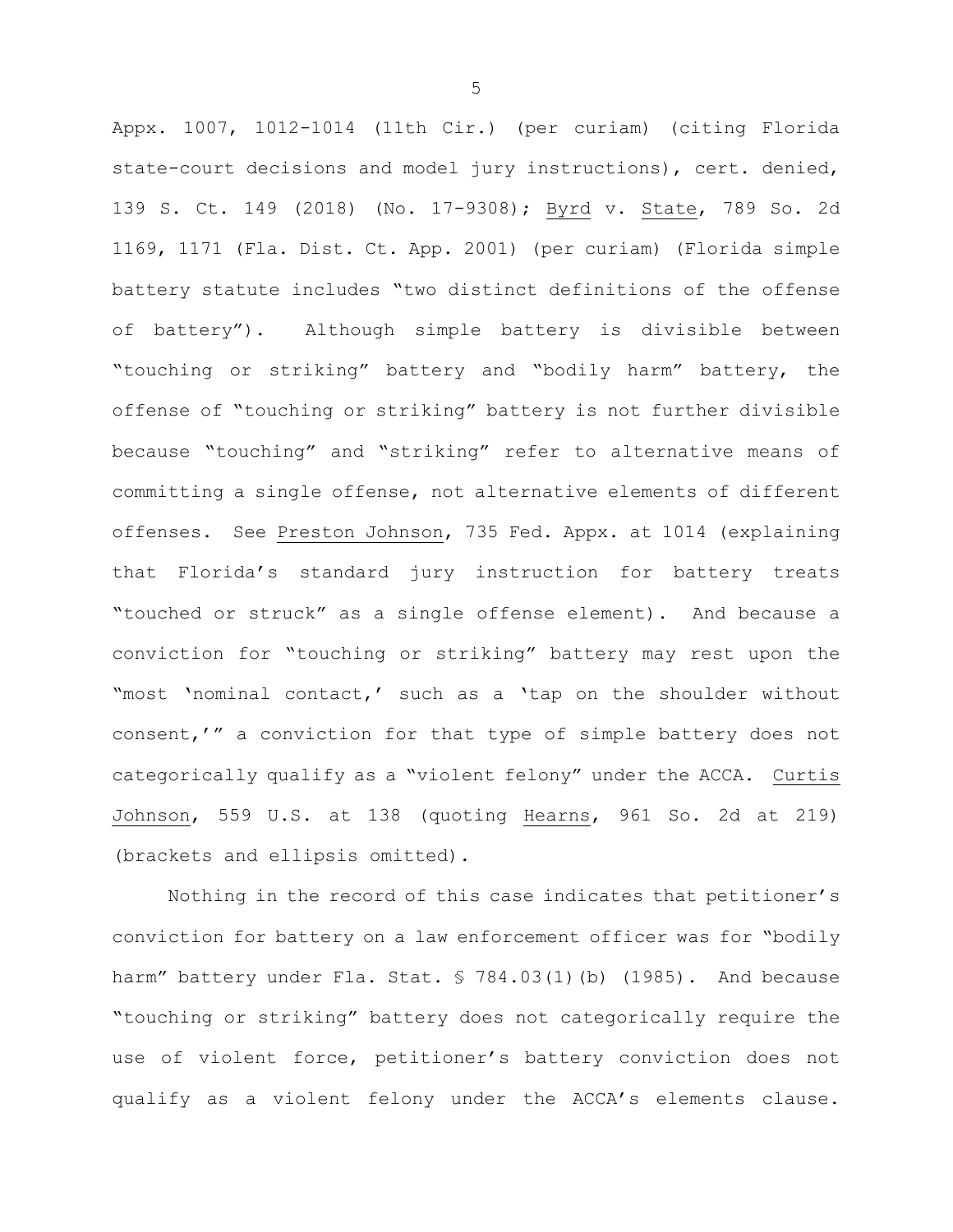Appx. 1007, 1012-1014 (11th Cir.) (per curiam) (citing Florida state-court decisions and model jury instructions), cert. denied, 139 S. Ct. 149 (2018) (No. 17-9308); Byrd v. State, 789 So. 2d 1169, 1171 (Fla. Dist. Ct. App. 2001) (per curiam) (Florida simple battery statute includes "two distinct definitions of the offense of battery"). Although simple battery is divisible between "touching or striking" battery and "bodily harm" battery, the offense of "touching or striking" battery is not further divisible because "touching" and "striking" refer to alternative means of committing a single offense, not alternative elements of different offenses. See Preston Johnson, 735 Fed. Appx. at 1014 (explaining that Florida's standard jury instruction for battery treats "touched or struck" as a single offense element). And because a conviction for "touching or striking" battery may rest upon the "most 'nominal contact,' such as a 'tap on the shoulder without consent,'" a conviction for that type of simple battery does not categorically qualify as a "violent felony" under the ACCA. Curtis Johnson, 559 U.S. at 138 (quoting Hearns, 961 So. 2d at 219) (brackets and ellipsis omitted).

Nothing in the record of this case indicates that petitioner's conviction for battery on a law enforcement officer was for "bodily harm" battery under Fla. Stat. § 784.03(1)(b) (1985). And because "touching or striking" battery does not categorically require the use of violent force, petitioner's battery conviction does not qualify as a violent felony under the ACCA's elements clause.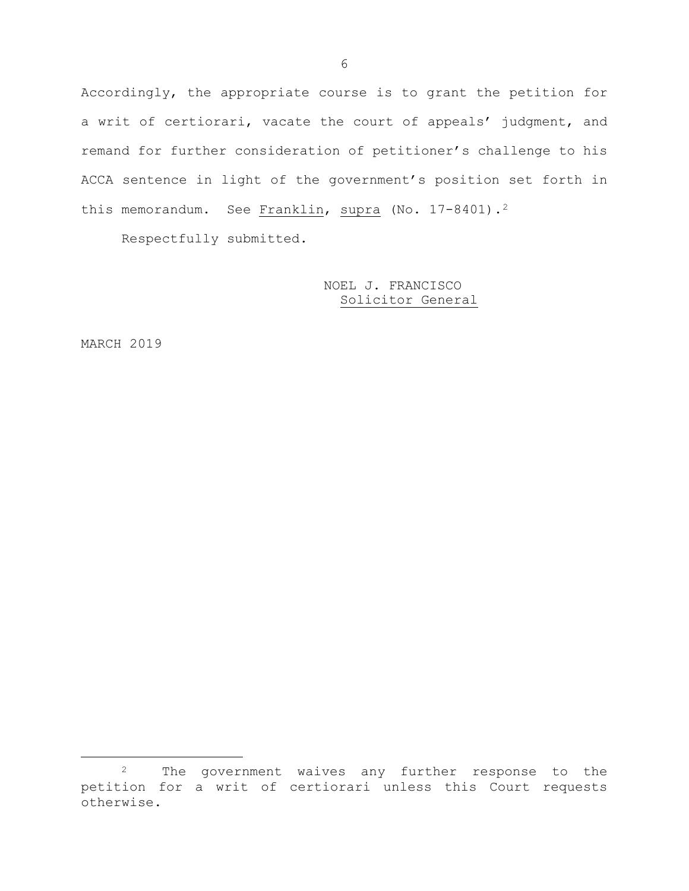Accordingly, the appropriate course is to grant the petition for a writ of certiorari, vacate the court of appeals' judgment, and remand for further consideration of petitioner's challenge to his ACCA sentence in light of the government's position set forth in this memorandum. See Franklin, supra (No. 17-8401).[2]

Respectfully submitted.

NOEL J. FRANCISCO
Solicitor General

MARCH 2019

---

[2] The government waives any further response to the petition for a writ of certiorari unless this Court requests otherwise.